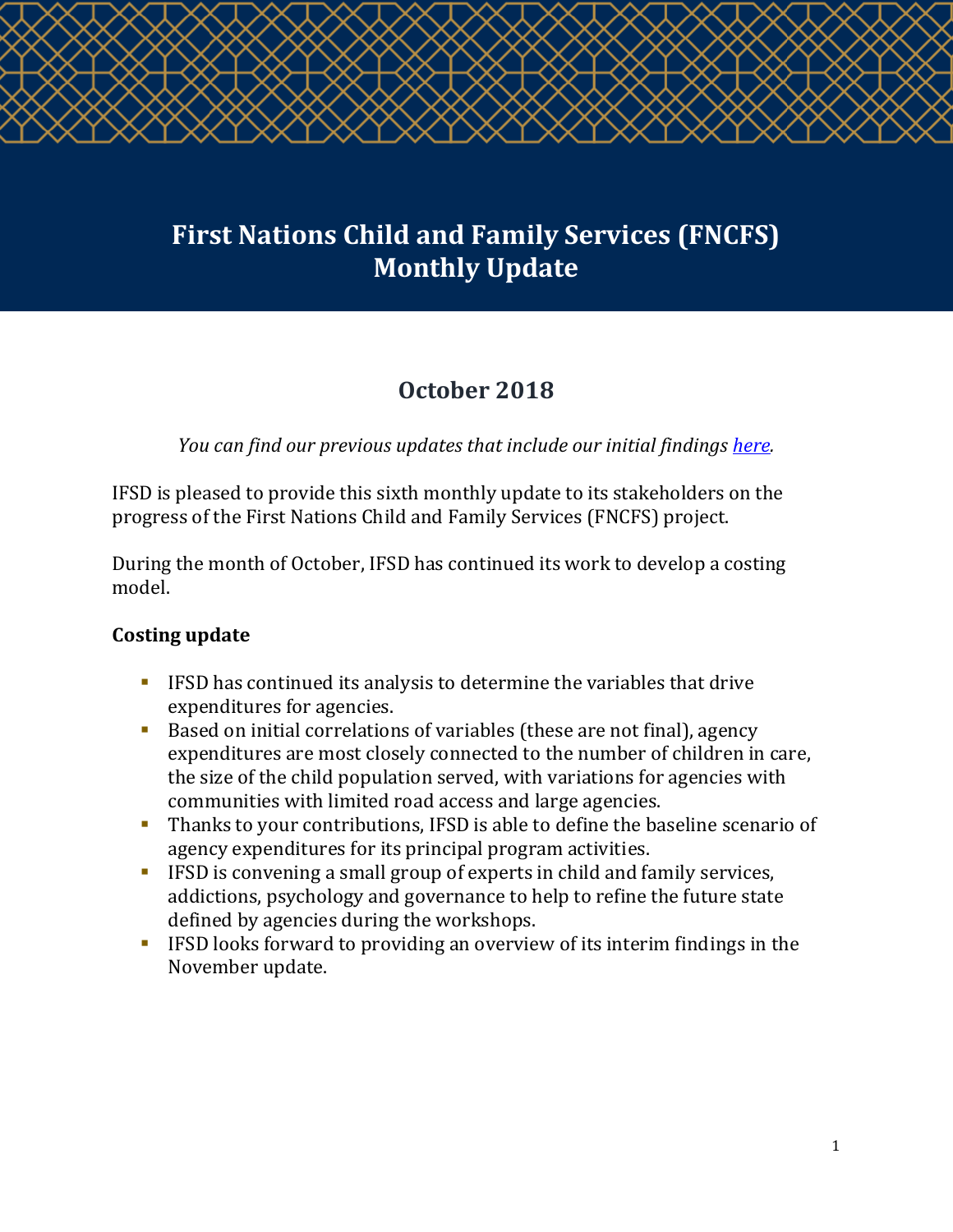# First Nations Child and Family Services (FNCFS) Monthly Update

## October 2018

*You can find our previous updates that include our initial findings [here](here).*

IFSD is pleased to provide this sixth monthly update to its stakeholders on the progress of the First Nations Child and Family Services (FNCFS) project.

During the month of October, IFSD has continued its work to develop a costing model.

**Costing update**

- IFSD has continued its analysis to determine the variables that drive expenditures for agencies.
- Based on initial correlations of variables (these are not final), agency expenditures are most closely connected to the number of children in care, the size of the child population served, with variations for agencies with communities with limited road access and large agencies.
- Thanks to your contributions, IFSD is able to define the baseline scenario of agency expenditures for its principal program activities.
- IFSD is convening a small group of experts in child and family services, addictions, psychology and governance to help to refine the future state defined by agencies during the workshops.
- IFSD looks forward to providing an overview of its interim findings in the November update.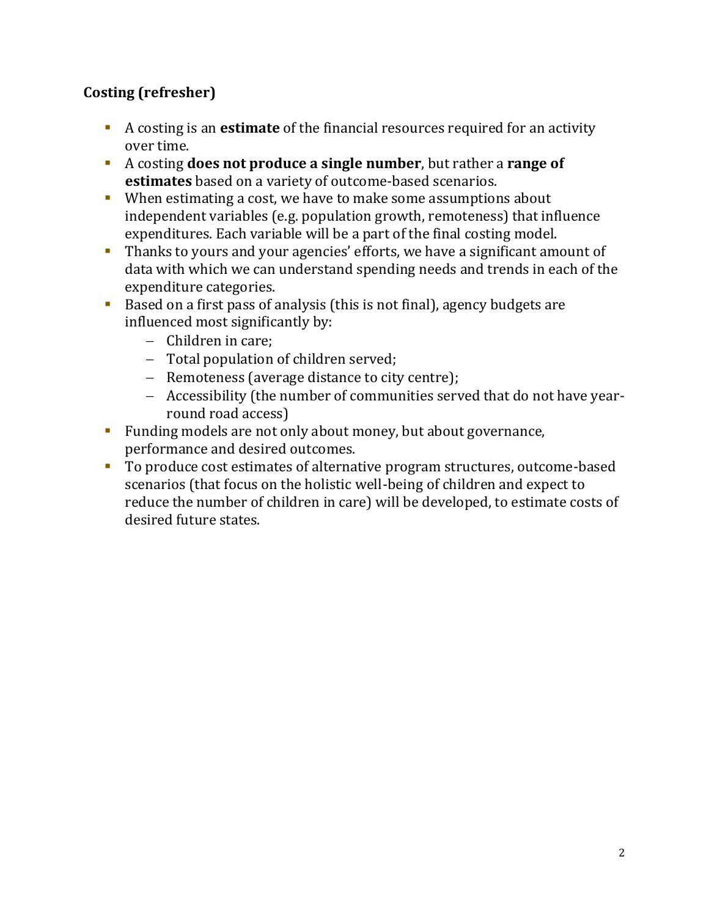## Costing (refresher)

- A costing is an **estimate** of the financial resources required for an activity over time.
- A costing **does not produce a single number**, but rather a **range of estimates** based on a variety of outcome-based scenarios.
- When estimating a cost, we have to make some assumptions about independent variables (e.g. population growth, remoteness) that influence expenditures. Each variable will be a part of the final costing model.
- Thanks to yours and your agencies' efforts, we have a significant amount of data with which we can understand spending needs and trends in each of the expenditure categories.
- Based on a first pass of analysis (this is not final), agency budgets are influenced most significantly by:
  - Children in care;
  - Total population of children served;
  - Remoteness (average distance to city centre);
  - Accessibility (the number of communities served that do not have year-round road access)
- Funding models are not only about money, but about governance, performance and desired outcomes.
- To produce cost estimates of alternative program structures, outcome-based scenarios (that focus on the holistic well-being of children and expect to reduce the number of children in care) will be developed, to estimate costs of desired future states.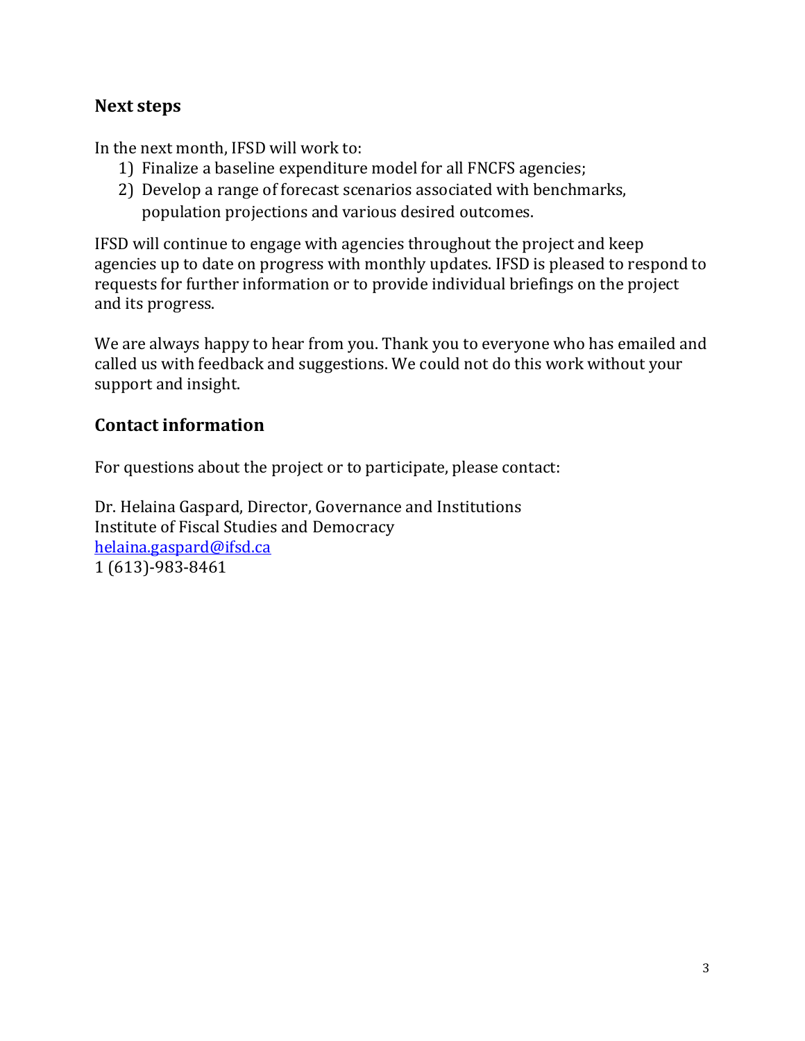## Next steps

In the next month, IFSD will work to:

1) Finalize a baseline expenditure model for all FNCFS agencies;
2) Develop a range of forecast scenarios associated with benchmarks, population projections and various desired outcomes.

IFSD will continue to engage with agencies throughout the project and keep agencies up to date on progress with monthly updates. IFSD is pleased to respond to requests for further information or to provide individual briefings on the project and its progress.

We are always happy to hear from you. Thank you to everyone who has emailed and called us with feedback and suggestions. We could not do this work without your support and insight.

## Contact information

For questions about the project or to participate, please contact:

Dr. Helaina Gaspard, Director, Governance and Institutions
Institute of Fiscal Studies and Democracy
helaina.gaspard@ifsd.ca
1 (613)-983-8461